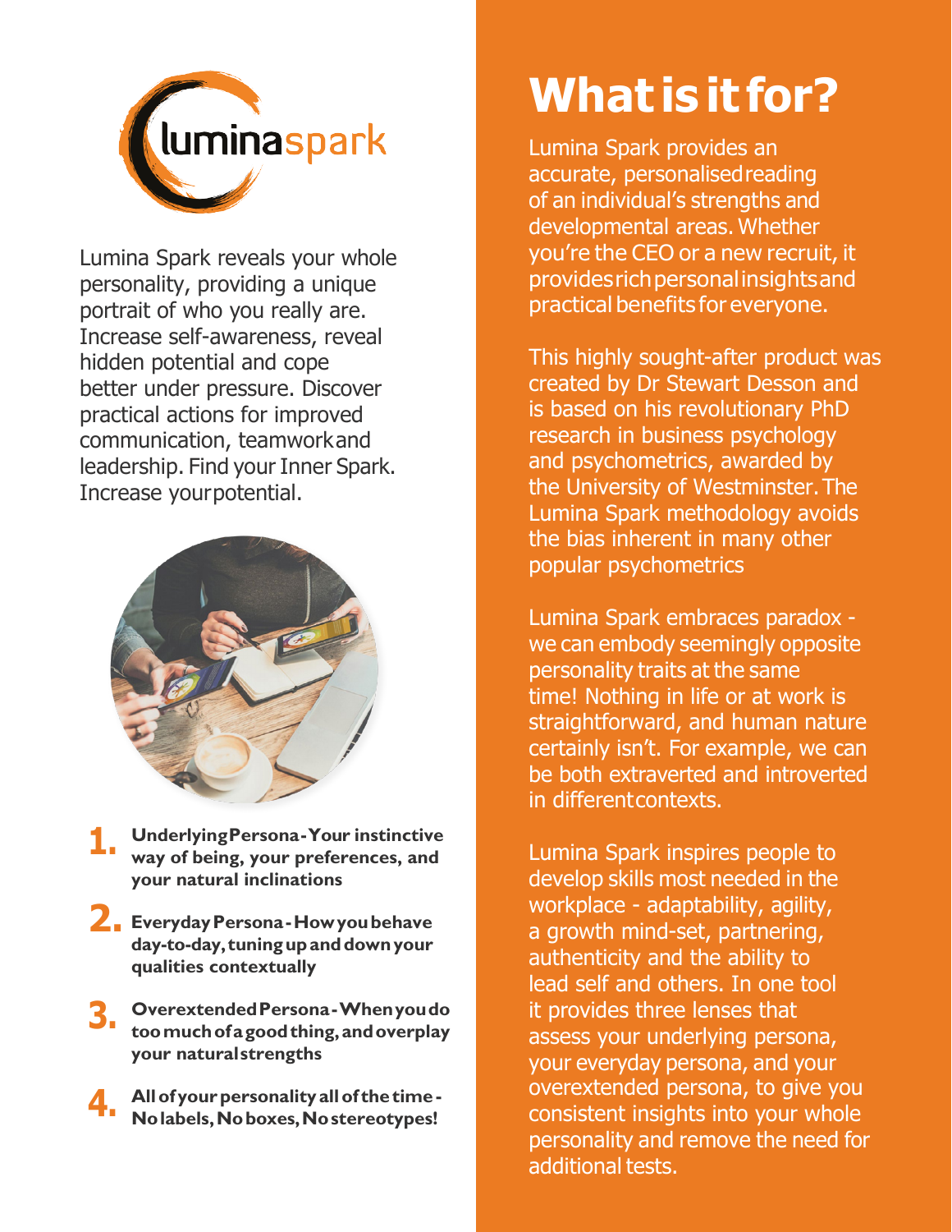luminaspark

Lumina Spark reveals your whole personality, providing a unique portrait of who you really are. Increase self-awareness, reveal hidden potential and cope better under pressure. Discover practical actions for improved communication, teamwork and leadership. Find your Inner Spark. Increase your potential.

1. **Underlying Persona - Your instinctive way of being, your preferences, and your natural inclinations**
2. **Everyday Persona - How you behave day-to-day, tuning up and down your qualities contextually**
3. **Overextended Persona - When you do too much of a good thing, and overplay your natural strengths**
4. **All of your personality all of the time - No labels, No boxes, No stereotypes!**

# What is it for?

Lumina Spark provides an accurate, personalised reading of an individual's strengths and developmental areas. Whether you're the CEO or a new recruit, it provides rich personal insights and practical benefits for everyone.

This highly sought-after product was created by Dr Stewart Desson and is based on his revolutionary PhD research in business psychology and psychometrics, awarded by the University of Westminster. The Lumina Spark methodology avoids the bias inherent in many other popular psychometrics

Lumina Spark embraces paradox - we can embody seemingly opposite personality traits at the same time! Nothing in life or at work is straightforward, and human nature certainly isn't. For example, we can be both extraverted and introverted in different contexts.

Lumina Spark inspires people to develop skills most needed in the workplace - adaptability, agility, a growth mind-set, partnering, authenticity and the ability to lead self and others. In one tool it provides three lenses that assess your underlying persona, your everyday persona, and your overextended persona, to give you consistent insights into your whole personality and remove the need for additional tests.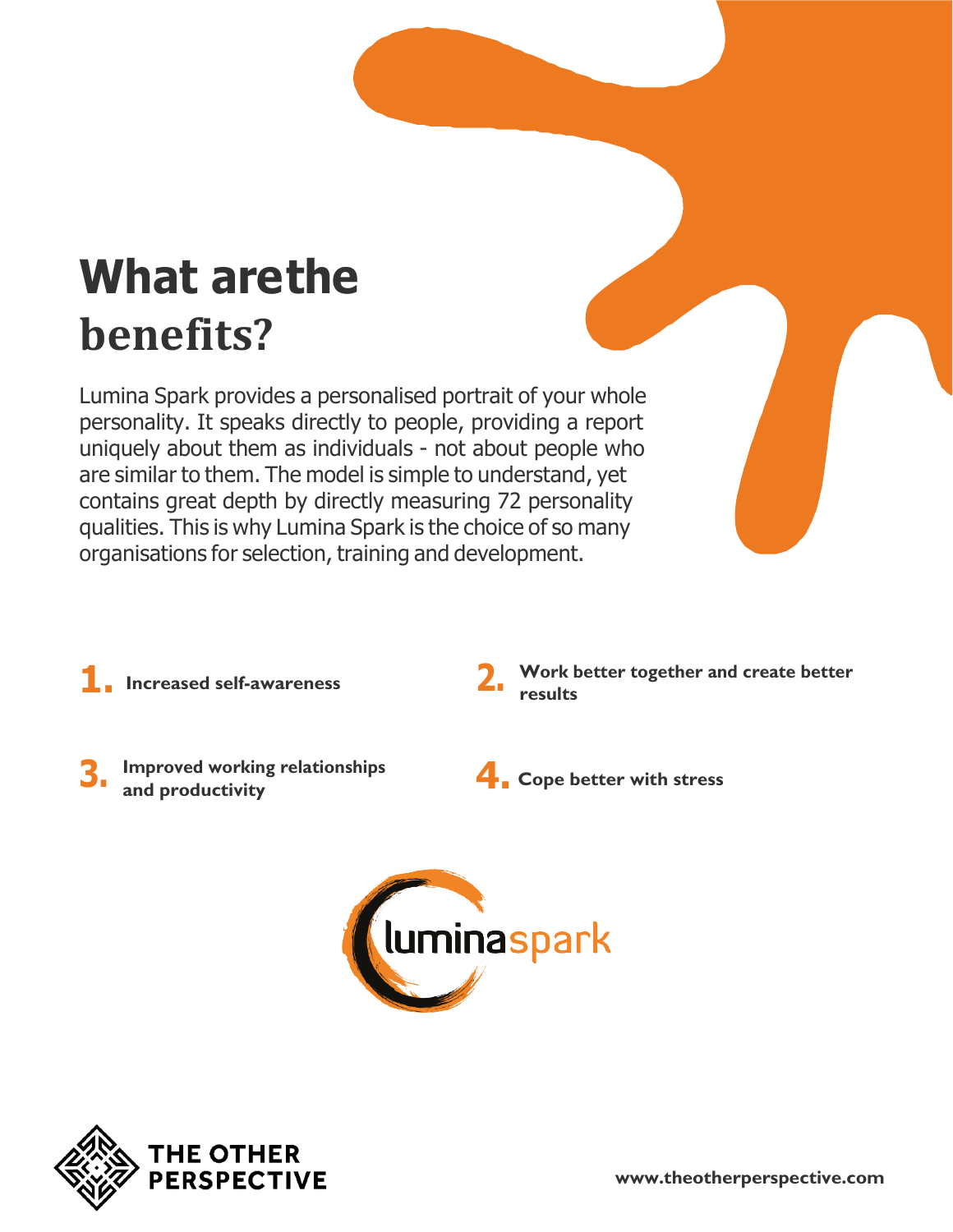# What arethe benefits?

Lumina Spark provides a personalised portrait of your whole personality. It speaks directly to people, providing a report uniquely about them as individuals - not about people who are similar to them. The model is simple to understand, yet contains great depth by directly measuring 72 personality qualities. This is why Lumina Spark is the choice of so many organisations for selection, training and development.

1. **Increased self-awareness**
2. **Work better together and create better results**
3. **Improved working relationships and productivity**
4. **Cope better with stress**

luminaspark

THE OTHER PERSPECTIVE

www.theotherperspective.com